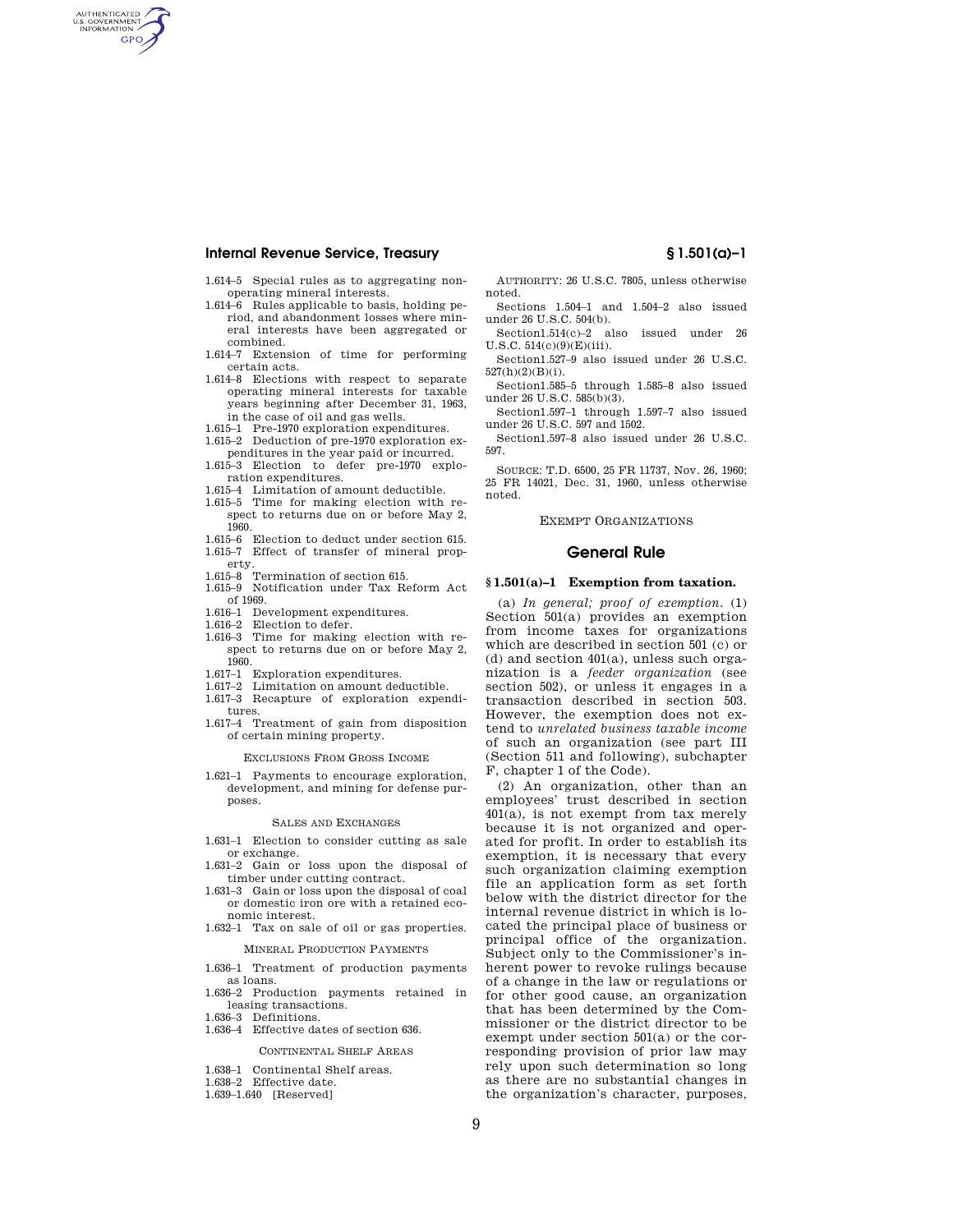1.614–5 Special rules as to aggregating nonoperating mineral interests.
1.614–6 Rules applicable to basis, holding period, and abandonment losses where mineral interests have been aggregated or combined.
1.614–7 Extension of time for performing certain acts.
1.614–8 Elections with respect to separate operating mineral interests for taxable years beginning after December 31, 1963, in the case of oil and gas wells.
1.615–1 Pre-1970 exploration expenditures.
1.615–2 Deduction of pre-1970 exploration expenditures in the year paid or incurred.
1.615–3 Election to defer pre-1970 exploration expenditures.
1.615–4 Limitation of amount deductible.
1.615–5 Time for making election with respect to returns due on or before May 2, 1960.
1.615–6 Election to deduct under section 615.
1.615–7 Effect of transfer of mineral property.
1.615–8 Termination of section 615.
1.615–9 Notification under Tax Reform Act of 1969.
1.616–1 Development expenditures.
1.616–2 Election to defer.
1.616–3 Time for making election with respect to returns due on or before May 2, 1960.
1.617–1 Exploration expenditures.
1.617–2 Limitation on amount deductible.
1.617–3 Recapture of exploration expenditures.
1.617–4 Treatment of gain from disposition of certain mining property.

EXCLUSIONS FROM GROSS INCOME

1.621–1 Payments to encourage exploration, development, and mining for defense purposes.

SALES AND EXCHANGES

1.631–1 Election to consider cutting as sale or exchange.
1.631–2 Gain or loss upon the disposal of timber under cutting contract.
1.631–3 Gain or loss upon the disposal of coal or domestic iron ore with a retained economic interest.
1.632–1 Tax on sale of oil or gas properties.

MINERAL PRODUCTION PAYMENTS

1.636–1 Treatment of production payments as loans.
1.636–2 Production payments retained in leasing transactions.
1.636–3 Definitions.
1.636–4 Effective dates of section 636.

CONTINENTAL SHELF AREAS

1.638–1 Continental Shelf areas.
1.638–2 Effective date.
1.639–1.640 [Reserved]

AUTHORITY: 26 U.S.C. 7805, unless otherwise noted.

Sections 1.504–1 and 1.504–2 also issued under 26 U.S.C. 504(b).

Section1.514(c)–2 also issued under 26 U.S.C. 514(c)(9)(E)(iii).

Section1.527–9 also issued under 26 U.S.C. 527(h)(2)(B)(i).

Section1.585–5 through 1.585–8 also issued under 26 U.S.C. 585(b)(3).

Section1.597–1 through 1.597–7 also issued under 26 U.S.C. 597 and 1502.

Section1.597–8 also issued under 26 U.S.C. 597.

SOURCE: T.D. 6500, 25 FR 11737, Nov. 26, 1960; 25 FR 14021, Dec. 31, 1960, unless otherwise noted.

EXEMPT ORGANIZATIONS

## General Rule

### § 1.501(a)–1 Exemption from taxation.

(a) *In general; proof of exemption.* (1) Section 501(a) provides an exemption from income taxes for organizations which are described in section 501 (c) or (d) and section 401(a), unless such organization is a *feeder organization* (see section 502), or unless it engages in a transaction described in section 503. However, the exemption does not extend to *unrelated business taxable income* of such an organization (see part III (Section 511 and following), subchapter F, chapter 1 of the Code).

(2) An organization, other than an employees' trust described in section 401(a), is not exempt from tax merely because it is not organized and operated for profit. In order to establish its exemption, it is necessary that every such organization claiming exemption file an application form as set forth below with the district director for the internal revenue district in which is located the principal place of business or principal office of the organization. Subject only to the Commissioner's inherent power to revoke rulings because of a change in the law or regulations or for other good cause, an organization that has been determined by the Commissioner or the district director to be exempt under section 501(a) or the corresponding provision of prior law may rely upon such determination so long as there are no substantial changes in the organization's character, purposes,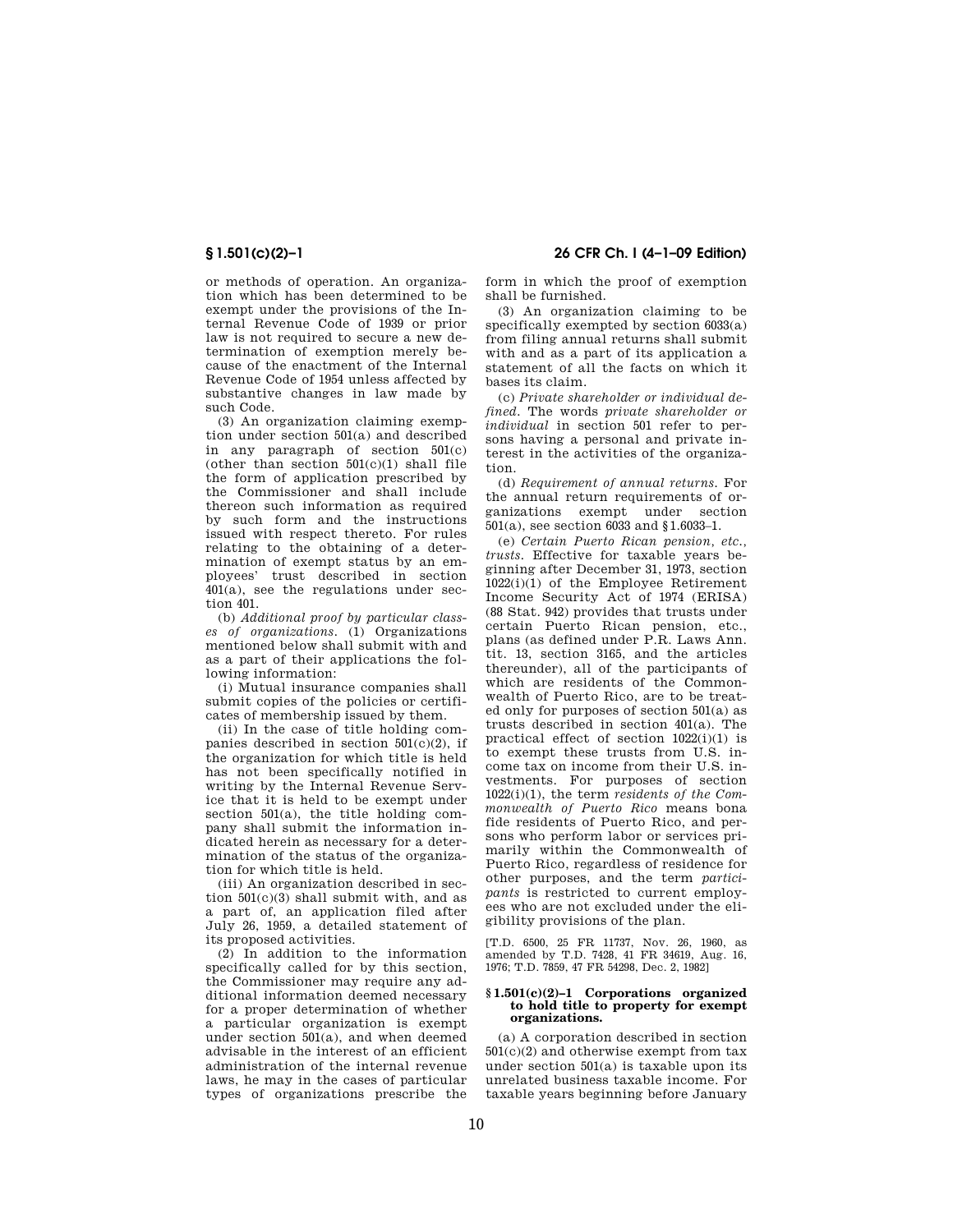or methods of operation. An organization which has been determined to be exempt under the provisions of the Internal Revenue Code of 1939 or prior law is not required to secure a new determination of exemption merely because of the enactment of the Internal Revenue Code of 1954 unless affected by substantive changes in law made by such Code.

(3) An organization claiming exemption under section 501(a) and described in any paragraph of section 501(c) (other than section 501(c)(1) shall file the form of application prescribed by the Commissioner and shall include thereon such information as required by such form and the instructions issued with respect thereto. For rules relating to the obtaining of a determination of exempt status by an employees' trust described in section 401(a), see the regulations under section 401.

(b) *Additional proof by particular classes of organizations.* (1) Organizations mentioned below shall submit with and as a part of their applications the following information:

(i) Mutual insurance companies shall submit copies of the policies or certificates of membership issued by them.

(ii) In the case of title holding companies described in section 501(c)(2), if the organization for which title is held has not been specifically notified in writing by the Internal Revenue Service that it is held to be exempt under section 501(a), the title holding company shall submit the information indicated herein as necessary for a determination of the status of the organization for which title is held.

(iii) An organization described in section 501(c)(3) shall submit with, and as a part of, an application filed after July 26, 1959, a detailed statement of its proposed activities.

(2) In addition to the information specifically called for by this section, the Commissioner may require any additional information deemed necessary for a proper determination of whether a particular organization is exempt under section 501(a), and when deemed advisable in the interest of an efficient administration of the internal revenue laws, he may in the cases of particular types of organizations prescribe the form in which the proof of exemption shall be furnished.

(3) An organization claiming to be specifically exempted by section 6033(a) from filing annual returns shall submit with and as a part of its application a statement of all the facts on which it bases its claim.

(c) *Private shareholder or individual defined.* The words *private shareholder or individual* in section 501 refer to persons having a personal and private interest in the activities of the organization.

(d) *Requirement of annual returns.* For the annual return requirements of organizations exempt under section 501(a), see section 6033 and §1.6033–1.

(e) *Certain Puerto Rican pension, etc., trusts.* Effective for taxable years beginning after December 31, 1973, section 1022(i)(1) of the Employee Retirement Income Security Act of 1974 (ERISA) (88 Stat. 942) provides that trusts under certain Puerto Rican pension, etc., plans (as defined under P.R. Laws Ann. tit. 13, section 3165, and the articles thereunder), all of the participants of which are residents of the Commonwealth of Puerto Rico, are to be treated only for purposes of section 501(a) as trusts described in section 401(a). The practical effect of section 1022(i)(1) is to exempt these trusts from U.S. income tax on income from their U.S. investments. For purposes of section 1022(i)(1), the term *residents of the Commonwealth of Puerto Rico* means bona fide residents of Puerto Rico, and persons who perform labor or services primarily within the Commonwealth of Puerto Rico, regardless of residence for other purposes, and the term *participants* is restricted to current employees who are not excluded under the eligibility provisions of the plan.

[T.D. 6500, 25 FR 11737, Nov. 26, 1960, as amended by T.D. 7428, 41 FR 34619, Aug. 16, 1976; T.D. 7859, 47 FR 54298, Dec. 2, 1982]

### §1.501(c)(2)–1 Corporations organized to hold title to property for exempt organizations.

(a) A corporation described in section 501(c)(2) and otherwise exempt from tax under section 501(a) is taxable upon its unrelated business taxable income. For taxable years beginning before January